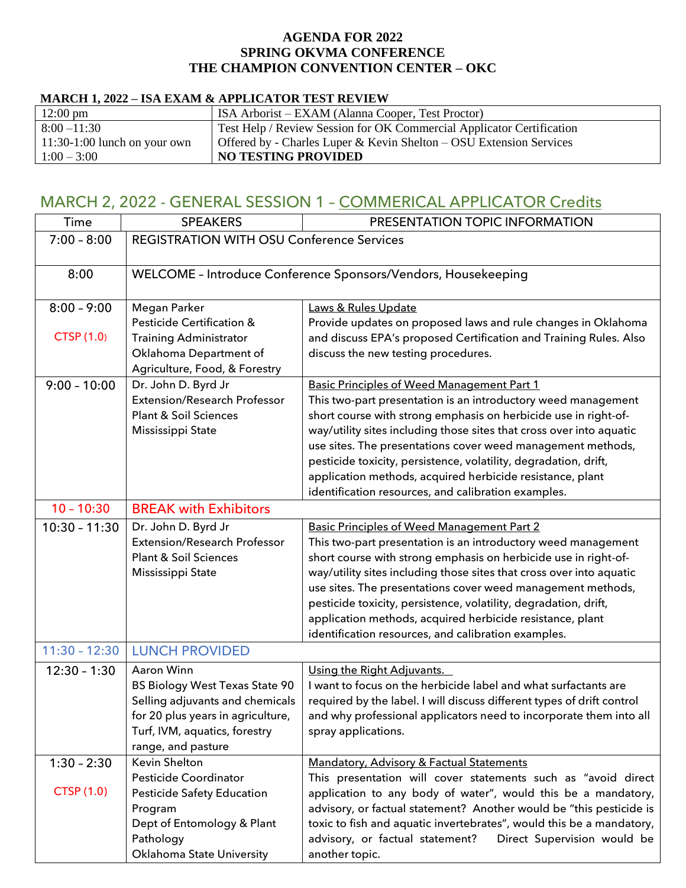# AGENDA FOR 2022
# SPRING OKVMA CONFERENCE
# THE CHAMPION CONVENTION CENTER – OKC

**MARCH 1, 2022 – ISA EXAM & APPLICATOR TEST REVIEW**

| | |
|---|---|
| 12:00 pm | ISA Arborist – EXAM (Alanna Cooper, Test Proctor) |
| 8:00 –11:30<br>11:30-1:00 lunch on your own<br>1:00 – 3:00 | Test Help / Review Session for OK Commercial Applicator Certification<br>Offered by - Charles Luper & Kevin Shelton – OSU Extension Services<br>**NO TESTING PROVIDED** |

## MARCH 2, 2022 - GENERAL SESSION 1 – COMMERICAL APPLICATOR Credits

| Time | SPEAKERS | PRESENTATION TOPIC INFORMATION |
|---|---|---|
| 7:00 – 8:00 | REGISTRATION WITH OSU Conference Services | |
| 8:00 | WELCOME – Introduce Conference Sponsors/Vendors, Housekeeping | |
| 8:00 – 9:00<br>CTSP (1.0) | Megan Parker<br>Pesticide Certification & Training Administrator<br>Oklahoma Department of Agriculture, Food, & Forestry | Laws & Rules Update<br>Provide updates on proposed laws and rule changes in Oklahoma and discuss EPA's proposed Certification and Training Rules. Also discuss the new testing procedures. |
| 9:00 – 10:00 | Dr. John D. Byrd Jr<br>Extension/Research Professor<br>Plant & Soil Sciences<br>Mississippi State | Basic Principles of Weed Management Part 1<br>This two-part presentation is an introductory weed management short course with strong emphasis on herbicide use in right-of-way/utility sites including those sites that cross over into aquatic use sites. The presentations cover weed management methods, pesticide toxicity, persistence, volatility, degradation, drift, application methods, acquired herbicide resistance, plant identification resources, and calibration examples. |
| 10 – 10:30 | BREAK with Exhibitors | |
| 10:30 – 11:30 | Dr. John D. Byrd Jr<br>Extension/Research Professor<br>Plant & Soil Sciences<br>Mississippi State | Basic Principles of Weed Management Part 2<br>This two-part presentation is an introductory weed management short course with strong emphasis on herbicide use in right-of-way/utility sites including those sites that cross over into aquatic use sites. The presentations cover weed management methods, pesticide toxicity, persistence, volatility, degradation, drift, application methods, acquired herbicide resistance, plant identification resources, and calibration examples. |
| 11:30 – 12:30 | LUNCH PROVIDED | |
| 12:30 – 1:30 | Aaron Winn<br>BS Biology West Texas State 90<br>Selling adjuvants and chemicals for 20 plus years in agriculture, Turf, IVM, aquatics, forestry range, and pasture | Using the Right Adjuvants.<br>I want to focus on the herbicide label and what surfactants are required by the label. I will discuss different types of drift control and why professional applicators need to incorporate them into all spray applications. |
| 1:30 – 2:30<br>CTSP (1.0) | Kevin Shelton<br>Pesticide Coordinator<br>Pesticide Safety Education Program<br>Dept of Entomology & Plant Pathology<br>Oklahoma State University | Mandatory, Advisory & Factual Statements<br>This presentation will cover statements such as "avoid direct application to any body of water", would this be a mandatory, advisory, or factual statement? Another would be "this pesticide is toxic to fish and aquatic invertebrates", would this be a mandatory, advisory, or factual statement? Direct Supervision would be another topic. |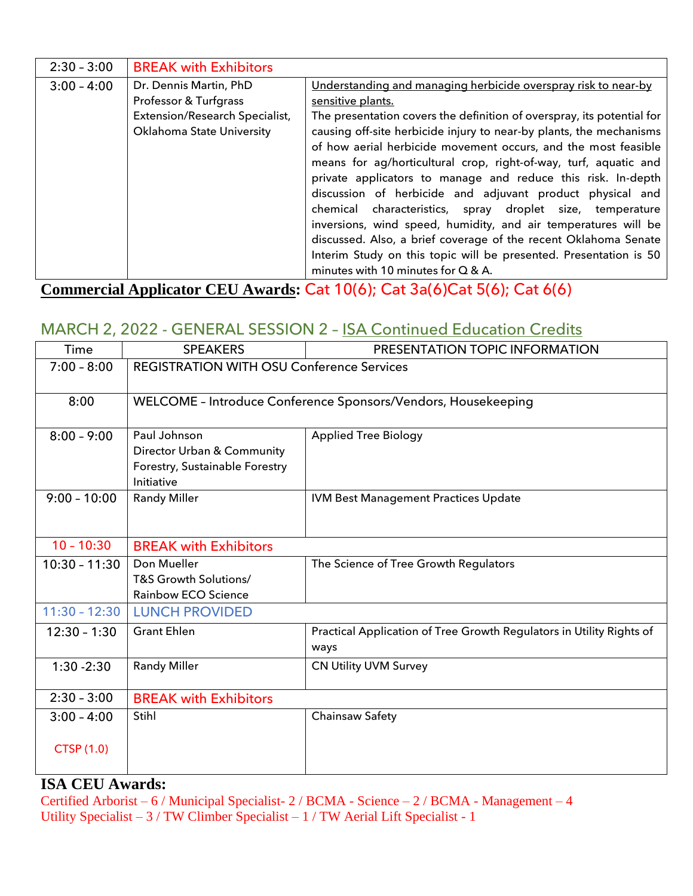| | | |
|---|---|---|
| 2:30 – 3:00 | BREAK with Exhibitors | |
| 3:00 – 4:00 | Dr. Dennis Martin, PhD<br>Professor & Turfgrass Extension/Research Specialist, Oklahoma State University | Understanding and managing herbicide overspray risk to near-by sensitive plants.<br>The presentation covers the definition of overspray, its potential for causing off-site herbicide injury to near-by plants, the mechanisms of how aerial herbicide movement occurs, and the most feasible means for ag/horticultural crop, right-of-way, turf, aquatic and private applicators to manage and reduce this risk. In-depth discussion of herbicide and adjuvant product physical and chemical characteristics, spray droplet size, temperature inversions, wind speed, humidity, and air temperatures will be discussed. Also, a brief coverage of the recent Oklahoma Senate Interim Study on this topic will be presented. Presentation is 50 minutes with 10 minutes for Q & A. |

**Commercial Applicator CEU Awards:** Cat 10(6); Cat 3a(6)Cat 5(6); Cat 6(6)

## MARCH 2, 2022 - GENERAL SESSION 2 – ISA Continued Education Credits

| Time | SPEAKERS | PRESENTATION TOPIC INFORMATION |
|---|---|---|
| 7:00 – 8:00 | REGISTRATION WITH OSU Conference Services | |
| 8:00 | WELCOME – Introduce Conference Sponsors/Vendors, Housekeeping | |
| 8:00 – 9:00 | Paul Johnson<br>Director Urban & Community Forestry, Sustainable Forestry Initiative | Applied Tree Biology |
| 9:00 – 10:00 | Randy Miller | IVM Best Management Practices Update |
| 10 – 10:30 | BREAK with Exhibitors | |
| 10:30 – 11:30 | Don Mueller<br>T&S Growth Solutions/ Rainbow ECO Science | The Science of Tree Growth Regulators |
| 11:30 – 12:30 | LUNCH PROVIDED | |
| 12:30 – 1:30 | Grant Ehlen | Practical Application of Tree Growth Regulators in Utility Rights of ways |
| 1:30 -2:30 | Randy Miller | CN Utility UVM Survey |
| 2:30 – 3:00 | BREAK with Exhibitors | |
| 3:00 – 4:00<br>CTSP (1.0) | Stihl | Chainsaw Safety |

**ISA CEU Awards:**

Certified Arborist – 6 / Municipal Specialist- 2 / BCMA - Science – 2 / BCMA - Management – 4
Utility Specialist – 3 / TW Climber Specialist – 1 / TW Aerial Lift Specialist - 1